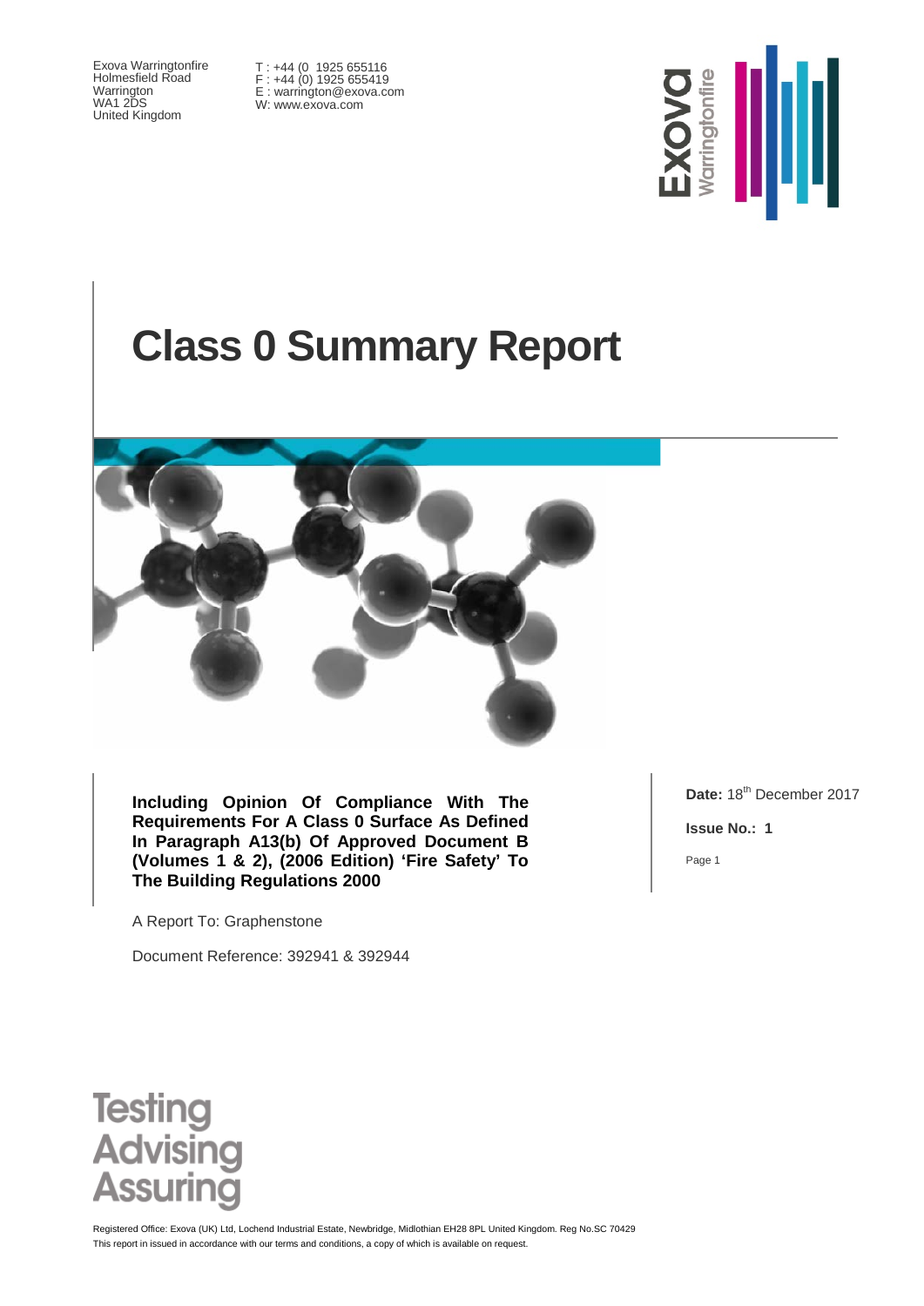Exova Warringtonfire
Holmesfield Road
Warrington
WA1 2DS
United Kingdom

T : +44 (0 1925 655116
F : +44 (0) 1925 655419
E : warrington@exova.com
W: www.exova.com

# Class 0 Summary Report

**Including Opinion Of Compliance With The Requirements For A Class 0 Surface As Defined In Paragraph A13(b) Of Approved Document B (Volumes 1 & 2), (2006 Edition) 'Fire Safety' To The Building Regulations 2000**

A Report To: Graphenstone

Document Reference: 392941 & 392944

**Date:** 18th December 2017

**Issue No.: 1**

Testing
Advising
Assuring

Registered Office: Exova (UK) Ltd, Lochend Industrial Estate, Newbridge, Midlothian EH28 8PL United Kingdom. Reg No.SC 70429
This report in issued in accordance with our terms and conditions, a copy of which is available on request.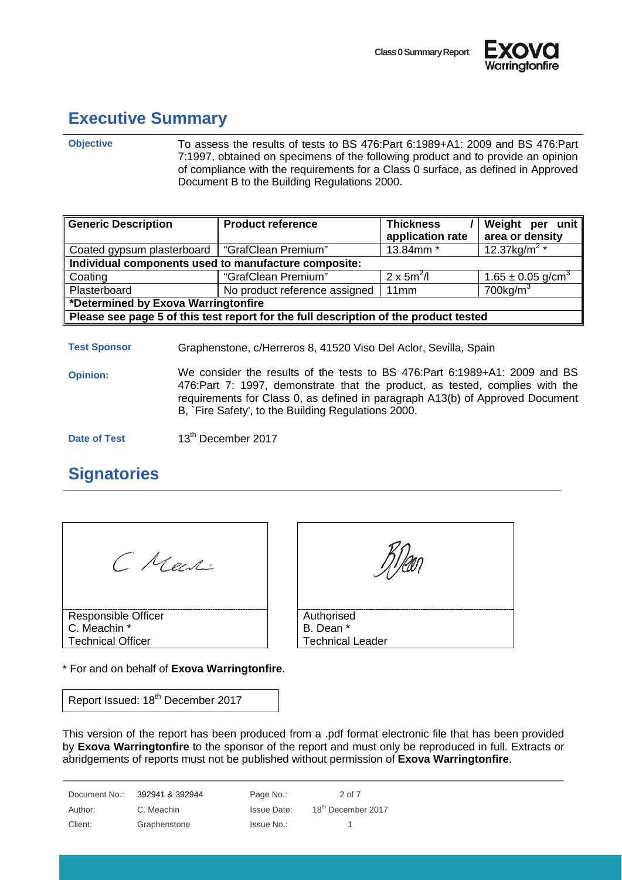## Executive Summary

**Objective**

To assess the results of tests to BS 476:Part 6:1989+A1: 2009 and BS 476:Part 7:1997, obtained on specimens of the following product and to provide an opinion of compliance with the requirements for a Class 0 surface, as defined in Approved Document B to the Building Regulations 2000.

| Generic Description | Product reference | Thickness / application rate | Weight per unit area or density |
|---|---|---|---|
| Coated gypsum plasterboard | "GrafClean Premium" | 13.84mm * | 12.37kg/m$^2$ * |
| **Individual components used to manufacture composite:** | | | |
| Coating | "GrafClean Premium" | 2 x 5m$^2$/l | 1.65 ± 0.05 g/cm$^3$ |
| Plasterboard | No product reference assigned | 11mm | 700kg/m$^3$ |
| ***Determined by Exova Warringtonfire** | | | |
| **Please see page 5 of this test report for the full description of the product tested** | | | |

**Test Sponsor**

Graphenstone, c/Herreros 8, 41520 Viso Del Aclor, Sevilla, Spain

**Opinion:**

We consider the results of the tests to BS 476:Part 6:1989+A1: 2009 and BS 476:Part 7: 1997, demonstrate that the product, as tested, complies with the requirements for Class 0, as defined in paragraph A13(b) of Approved Document B, `Fire Safety', to the Building Regulations 2000.

**Date of Test**

13th December 2017

## Signatories

| Responsible Officer | Authorised |
|---|---|
| C. Meachin * | B. Dean * |
| Technical Officer | Technical Leader |

* For and on behalf of **Exova Warringtonfire**.

Report Issued: 18th December 2017

This version of the report has been produced from a .pdf format electronic file that has been provided by **Exova Warringtonfire** to the sponsor of the report and must only be reproduced in full. Extracts or abridgements of reports must not be published without permission of **Exova Warringtonfire**.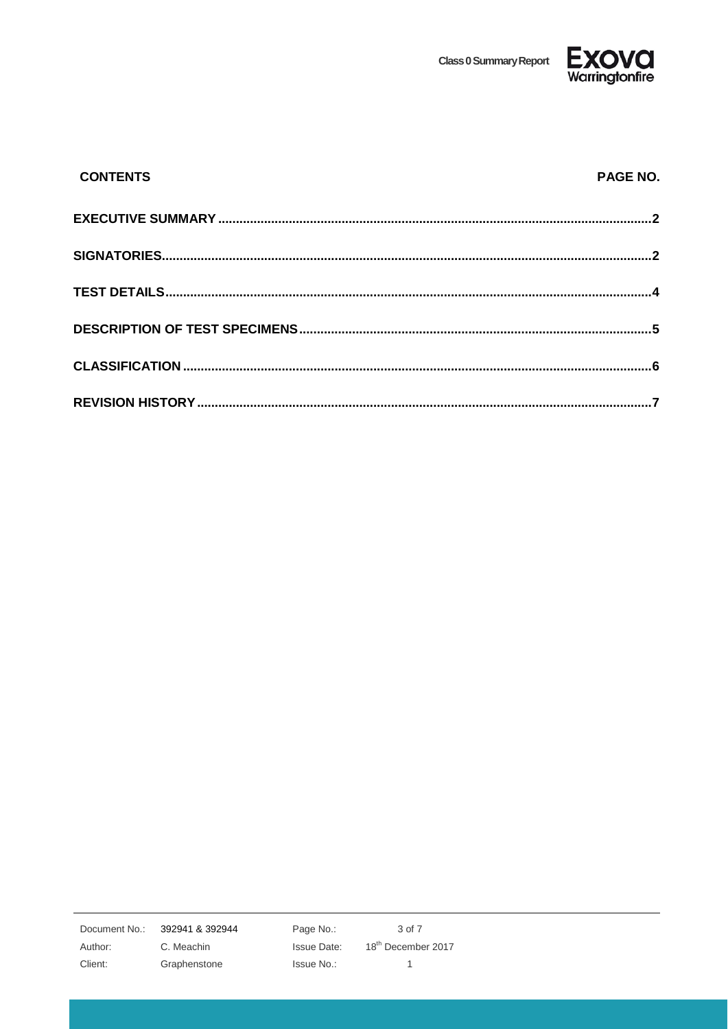| CONTENTS | PAGE NO. |
|---|---|
| **EXECUTIVE SUMMARY** | **2** |
| **SIGNATORIES** | **2** |
| **TEST DETAILS** | **4** |
| **DESCRIPTION OF TEST SPECIMENS** | **5** |
| **CLASSIFICATION** | **6** |
| **REVISION HISTORY** | **7** |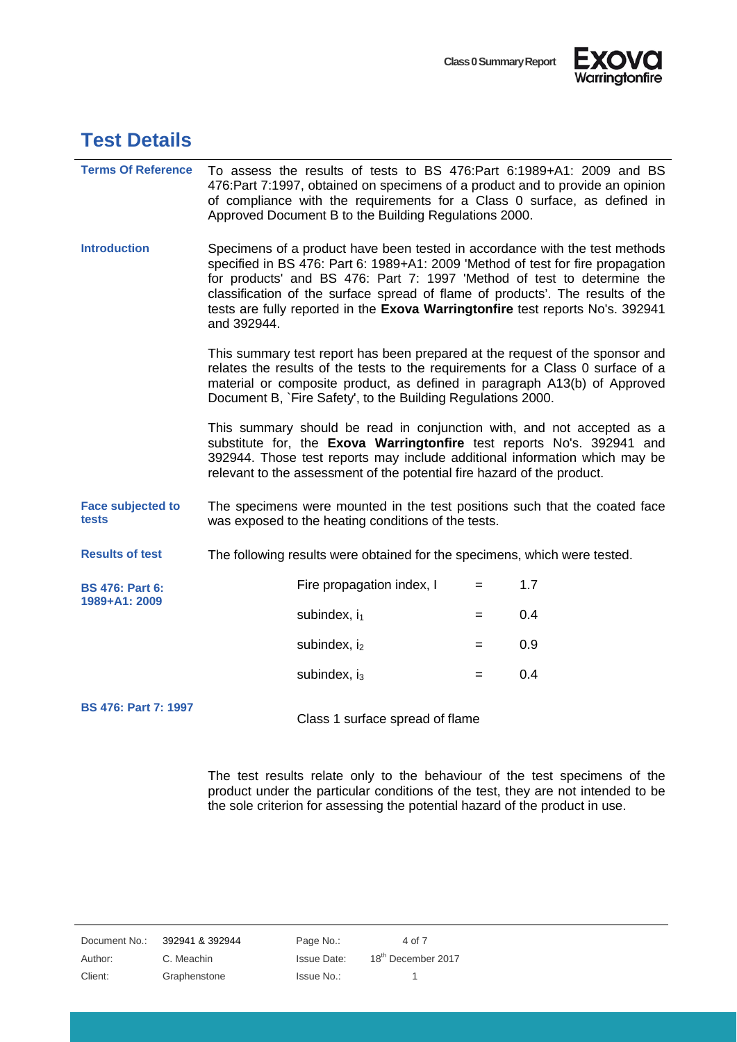# Test Details

**Terms Of Reference**

To assess the results of tests to BS 476:Part 6:1989+A1: 2009 and BS 476:Part 7:1997, obtained on specimens of a product and to provide an opinion of compliance with the requirements for a Class 0 surface, as defined in Approved Document B to the Building Regulations 2000.

**Introduction**

Specimens of a product have been tested in accordance with the test methods specified in BS 476: Part 6: 1989+A1: 2009 'Method of test for fire propagation for products' and BS 476: Part 7: 1997 'Method of test to determine the classification of the surface spread of flame of products'. The results of the tests are fully reported in the **Exova Warringtonfire** test reports No's. 392941 and 392944.

This summary test report has been prepared at the request of the sponsor and relates the results of the tests to the requirements for a Class 0 surface of a material or composite product, as defined in paragraph A13(b) of Approved Document B, `Fire Safety', to the Building Regulations 2000.

This summary should be read in conjunction with, and not accepted as a substitute for, the **Exova Warringtonfire** test reports No's. 392941 and 392944. Those test reports may include additional information which may be relevant to the assessment of the potential fire hazard of the product.

**Face subjected to tests**

The specimens were mounted in the test positions such that the coated face was exposed to the heating conditions of the tests.

**Results of test**

The following results were obtained for the specimens, which were tested.

**BS 476: Part 6: 1989+A1: 2009**

| | | |
|---|---|---|
| Fire propagation index, I | = | 1.7 |
| subindex, $i_1$ | = | 0.4 |
| subindex, $i_2$ | = | 0.9 |
| subindex, $i_3$ | = | 0.4 |

**BS 476: Part 7: 1997**

Class 1 surface spread of flame

The test results relate only to the behaviour of the test specimens of the product under the particular conditions of the test, they are not intended to be the sole criterion for assessing the potential hazard of the product in use.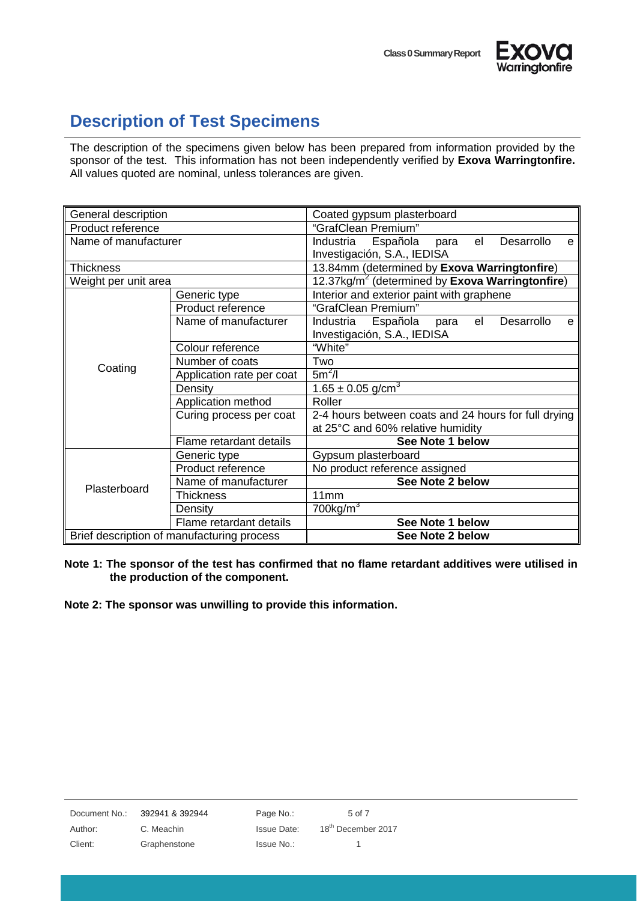## Description of Test Specimens

The description of the specimens given below has been prepared from information provided by the sponsor of the test. This information has not been independently verified by **Exova Warringtonfire.** All values quoted are nominal, unless tolerances are given.

| | | |
|---|---|---|
| General description | | Coated gypsum plasterboard |
| Product reference | | "GrafClean Premium" |
| Name of manufacturer | | Industria Española para el Desarrollo e Investigación, S.A., IEDISA |
| Thickness | | 13.84mm (determined by **Exova Warringtonfire**) |
| Weight per unit area | | 12.37kg/m$^2$ (determined by **Exova Warringtonfire**) |
| Coating | Generic type | Interior and exterior paint with graphene |
| | Product reference | "GrafClean Premium" |
| | Name of manufacturer | Industria Española para el Desarrollo e Investigación, S.A., IEDISA |
| | Colour reference | "White" |
| | Number of coats | Two |
| | Application rate per coat | 5m$^2$/l |
| | Density | $1.65 \pm 0.05$ g/cm$^3$ |
| | Application method | Roller |
| | Curing process per coat | 2-4 hours between coats and 24 hours for full drying at 25°C and 60% relative humidity |
| | Flame retardant details | **See Note 1 below** |
| Plasterboard | Generic type | Gypsum plasterboard |
| | Product reference | No product reference assigned |
| | Name of manufacturer | **See Note 2 below** |
| | Thickness | 11mm |
| | Density | 700kg/m$^3$ |
| | Flame retardant details | **See Note 1 below** |
| Brief description of manufacturing process | | **See Note 2 below** |

**Note 1: The sponsor of the test has confirmed that no flame retardant additives were utilised in the production of the component.**

**Note 2: The sponsor was unwilling to provide this information.**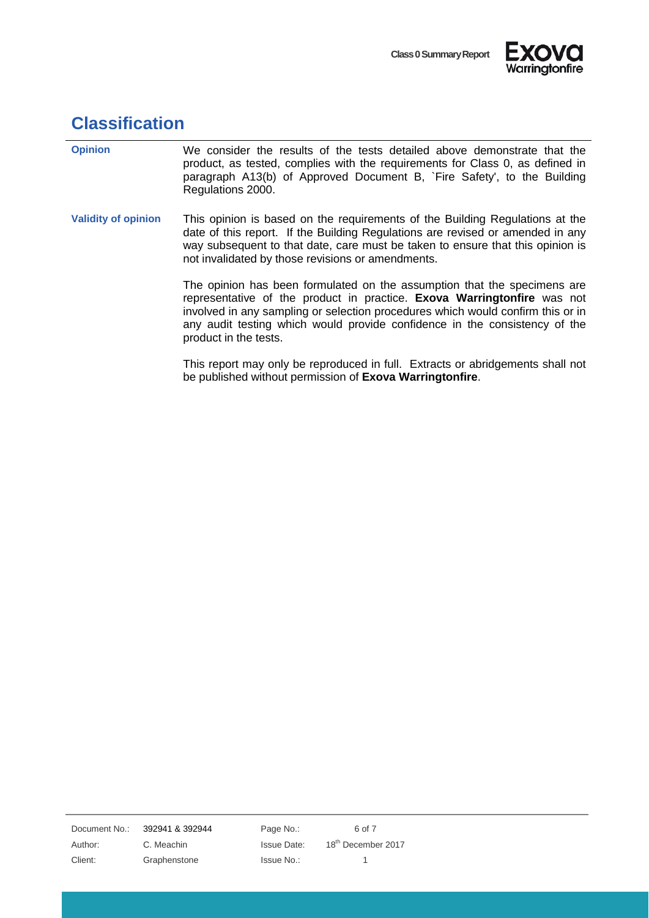## Classification

**Opinion**

We consider the results of the tests detailed above demonstrate that the product, as tested, complies with the requirements for Class 0, as defined in paragraph A13(b) of Approved Document B, `Fire Safety', to the Building Regulations 2000.

**Validity of opinion**

This opinion is based on the requirements of the Building Regulations at the date of this report. If the Building Regulations are revised or amended in any way subsequent to that date, care must be taken to ensure that this opinion is not invalidated by those revisions or amendments.

The opinion has been formulated on the assumption that the specimens are representative of the product in practice. **Exova Warringtonfire** was not involved in any sampling or selection procedures which would confirm this or in any audit testing which would provide confidence in the consistency of the product in the tests.

This report may only be reproduced in full. Extracts or abridgements shall not be published without permission of **Exova Warringtonfire**.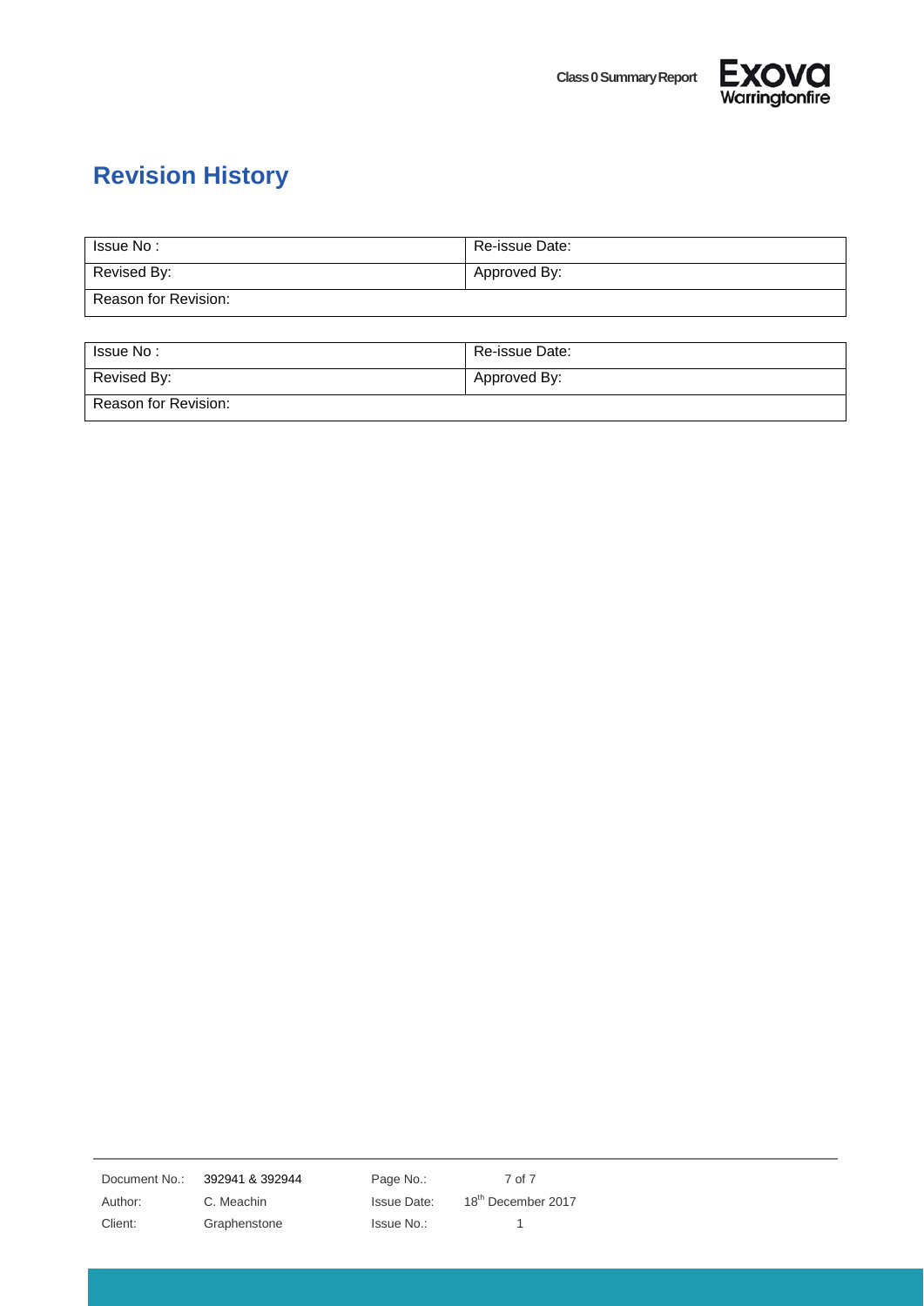# Revision History

| | |
|---|---|
| Issue No : | Re-issue Date: |
| Revised By: | Approved By: |
| Reason for Revision: | |

| | |
|---|---|
| Issue No : | Re-issue Date: |
| Revised By: | Approved By: |
| Reason for Revision: | |